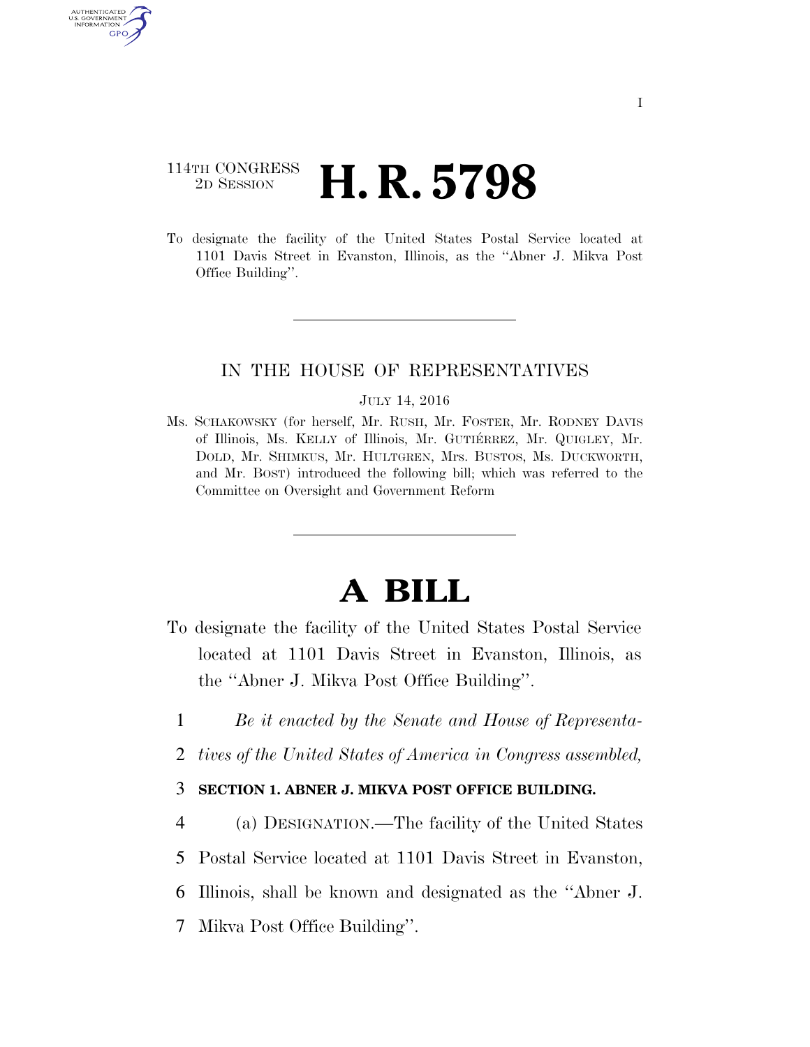114TH CONGRESS
2D SESSION

# H. R. 5798

To designate the facility of the United States Postal Service located at 1101 Davis Street in Evanston, Illinois, as the ''Abner J. Mikva Post Office Building''.

IN THE HOUSE OF REPRESENTATIVES

JULY 14, 2016

Ms. SCHAKOWSKY (for herself, Mr. RUSH, Mr. FOSTER, Mr. RODNEY DAVIS of Illinois, Ms. KELLY of Illinois, Mr. GUTIÉRREZ, Mr. QUIGLEY, Mr. DOLD, Mr. SHIMKUS, Mr. HULTGREN, Mrs. BUSTOS, Ms. DUCKWORTH, and Mr. BOST) introduced the following bill; which was referred to the Committee on Oversight and Government Reform

# A BILL

To designate the facility of the United States Postal Service located at 1101 Davis Street in Evanston, Illinois, as the ''Abner J. Mikva Post Office Building''.

1 *Be it enacted by the Senate and House of Representa-*
2 *tives of the United States of America in Congress assembled,*

3 **SECTION 1. ABNER J. MIKVA POST OFFICE BUILDING.**

4 (a) DESIGNATION.—The facility of the United States
5 Postal Service located at 1101 Davis Street in Evanston,
6 Illinois, shall be known and designated as the ''Abner J.
7 Mikva Post Office Building''.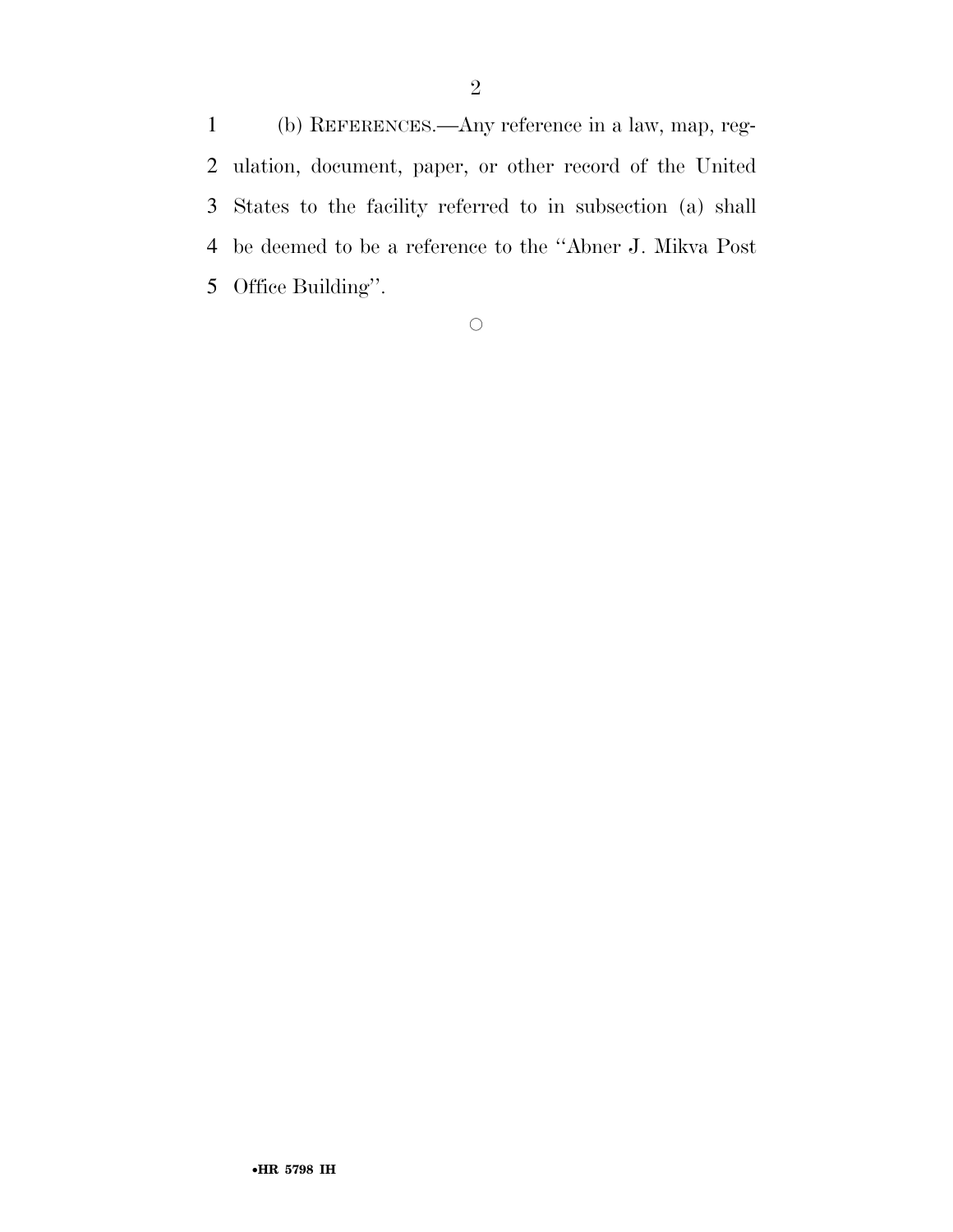(b) REFERENCES.—Any reference in a law, map, regulation, document, paper, or other record of the United States to the facility referred to in subsection (a) shall be deemed to be a reference to the ''Abner J. Mikva Post Office Building''.

○